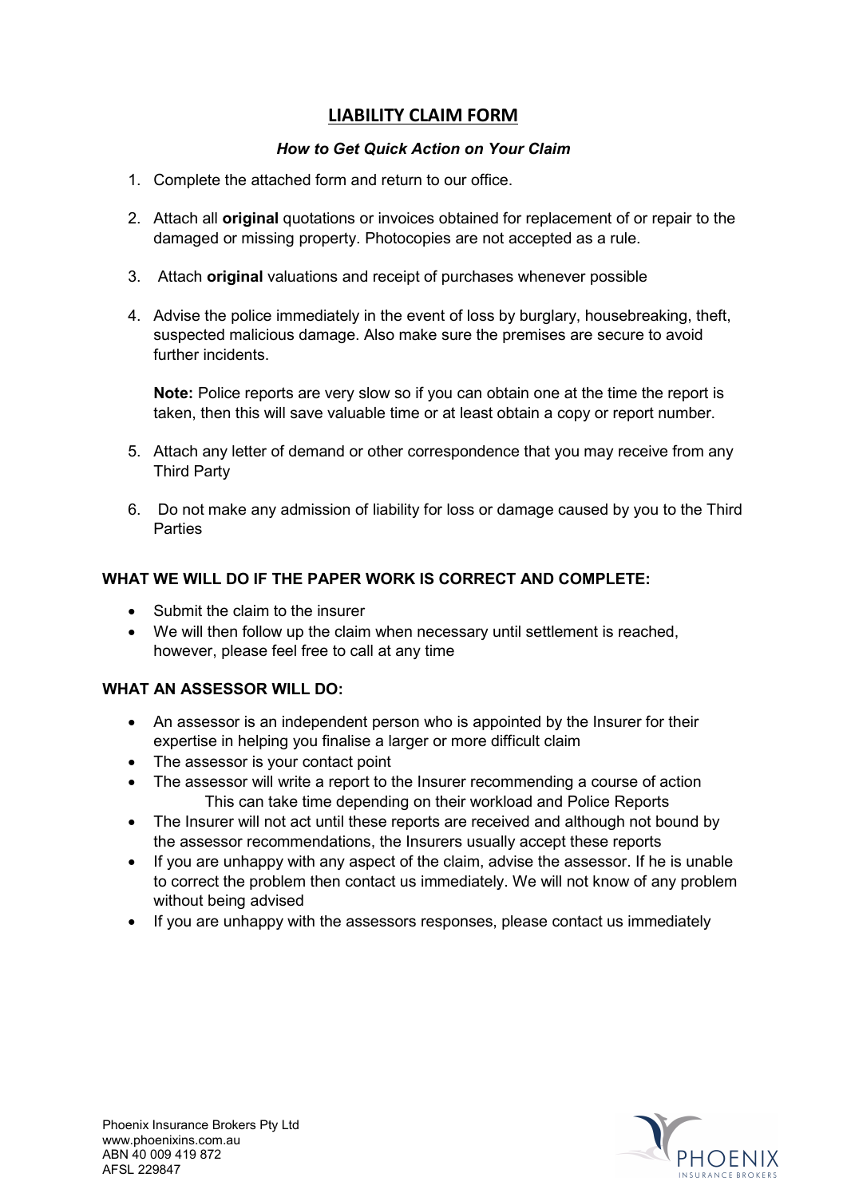# LIABILITY CLAIM FORM

***How to Get Quick Action on Your Claim***

1. Complete the attached form and return to our office.

2. Attach all **original** quotations or invoices obtained for replacement of or repair to the damaged or missing property. Photocopies are not accepted as a rule.

3. Attach **original** valuations and receipt of purchases whenever possible

4. Advise the police immediately in the event of loss by burglary, housebreaking, theft, suspected malicious damage. Also make sure the premises are secure to avoid further incidents.

   **Note:** Police reports are very slow so if you can obtain one at the time the report is taken, then this will save valuable time or at least obtain a copy or report number.

5. Attach any letter of demand or other correspondence that you may receive from any Third Party

6. Do not make any admission of liability for loss or damage caused by you to the Third Parties

**WHAT WE WILL DO IF THE PAPER WORK IS CORRECT AND COMPLETE:**

- Submit the claim to the insurer
- We will then follow up the claim when necessary until settlement is reached, however, please feel free to call at any time

**WHAT AN ASSESSOR WILL DO:**

- An assessor is an independent person who is appointed by the Insurer for their expertise in helping you finalise a larger or more difficult claim
- The assessor is your contact point
- The assessor will write a report to the Insurer recommending a course of action
  This can take time depending on their workload and Police Reports
- The Insurer will not act until these reports are received and although not bound by the assessor recommendations, the Insurers usually accept these reports
- If you are unhappy with any aspect of the claim, advise the assessor. If he is unable to correct the problem then contact us immediately. We will not know of any problem without being advised
- If you are unhappy with the assessors responses, please contact us immediately

Phoenix Insurance Brokers Pty Ltd
www.phoenixins.com.au
ABN 40 009 419 872
AFSL 229847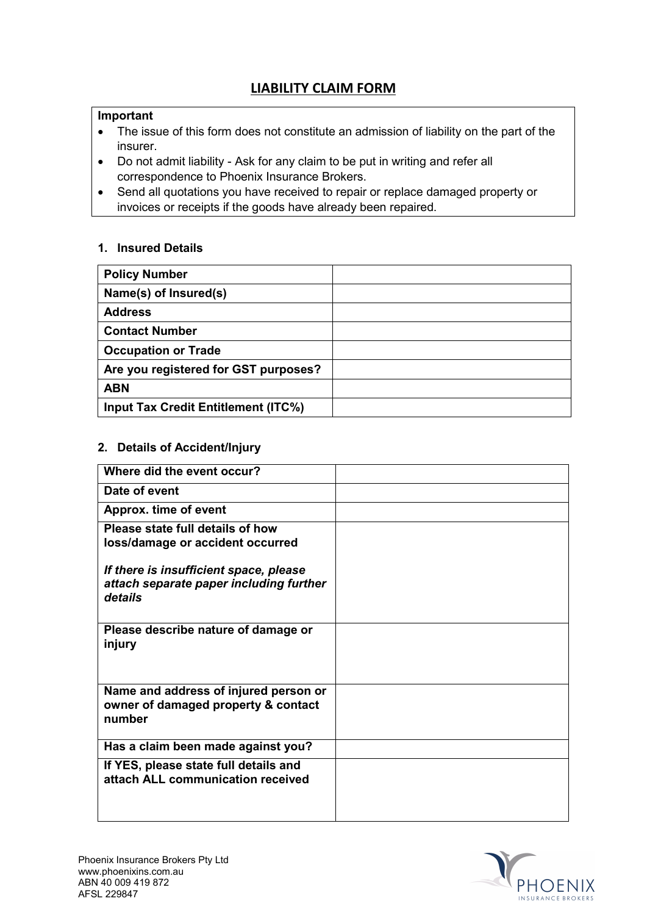# LIABILITY CLAIM FORM

**Important**

- The issue of this form does not constitute an admission of liability on the part of the insurer.
- Do not admit liability - Ask for any claim to be put in writing and refer all correspondence to Phoenix Insurance Brokers.
- Send all quotations you have received to repair or replace damaged property or invoices or receipts if the goods have already been repaired.

## 1. Insured Details

| | |
|---|---|
| **Policy Number** | |
| **Name(s) of Insured(s)** | |
| **Address** | |
| **Contact Number** | |
| **Occupation or Trade** | |
| **Are you registered for GST purposes?** | |
| **ABN** | |
| **Input Tax Credit Entitlement (ITC%)** | |

## 2. Details of Accident/Injury

| | |
|---|---|
| **Where did the event occur?** | |
| **Date of event** | |
| **Approx. time of event** | |
| **Please state full details of how loss/damage or accident occurred** <br><br> ***If there is insufficient space, please attach separate paper including further details*** | |
| **Please describe nature of damage or injury** | |
| **Name and address of injured person or owner of damaged property & contact number** | |
| **Has a claim been made against you?** | |
| **If YES, please state full details and attach ALL communication received** | |

Phoenix Insurance Brokers Pty Ltd
www.phoenixins.com.au
ABN 40 009 419 872
AFSL 229847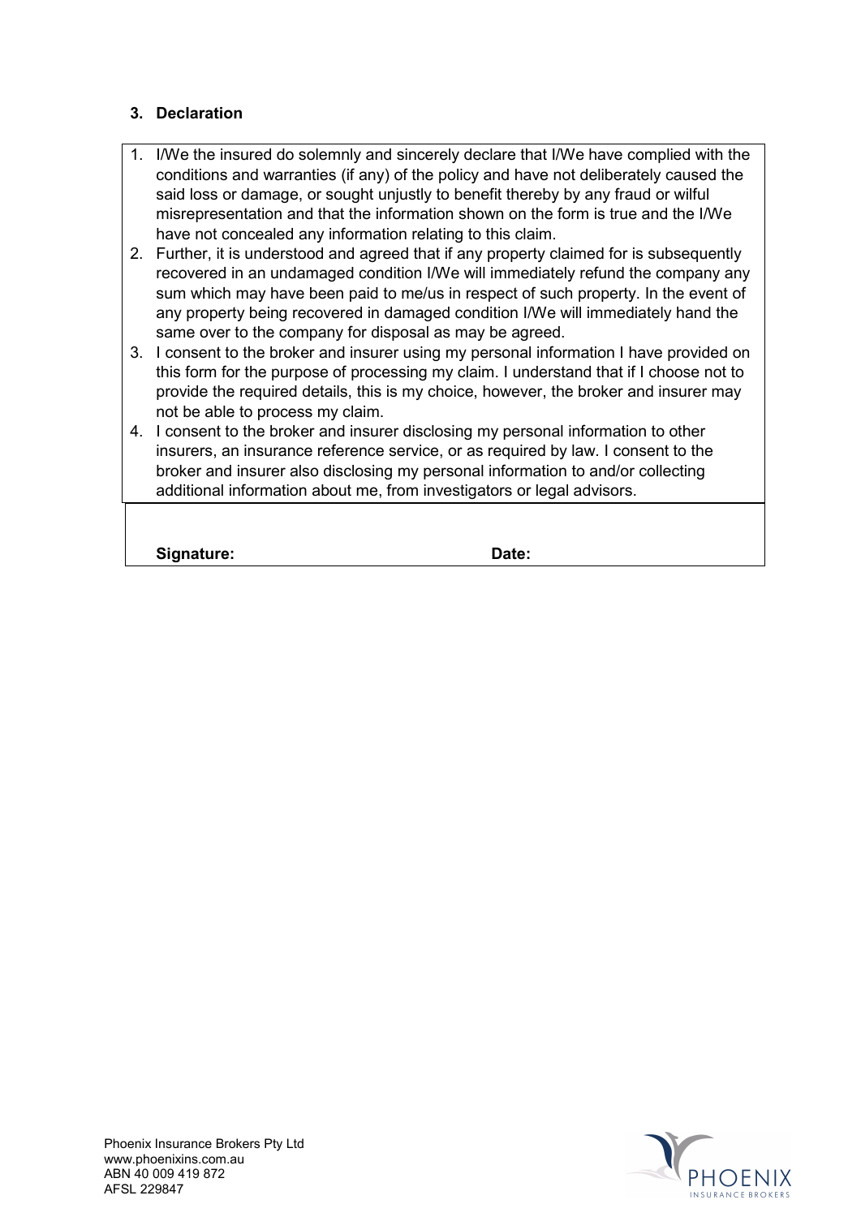### 3. Declaration

1. I/We the insured do solemnly and sincerely declare that I/We have complied with the conditions and warranties (if any) of the policy and have not deliberately caused the said loss or damage, or sought unjustly to benefit thereby by any fraud or wilful misrepresentation and that the information shown on the form is true and the I/We have not concealed any information relating to this claim.
2. Further, it is understood and agreed that if any property claimed for is subsequently recovered in an undamaged condition I/We will immediately refund the company any sum which may have been paid to me/us in respect of such property. In the event of any property being recovered in damaged condition I/We will immediately hand the same over to the company for disposal as may be agreed.
3. I consent to the broker and insurer using my personal information I have provided on this form for the purpose of processing my claim. I understand that if I choose not to provide the required details, this is my choice, however, the broker and insurer may not be able to process my claim.
4. I consent to the broker and insurer disclosing my personal information to other insurers, an insurance reference service, or as required by law. I consent to the broker and insurer also disclosing my personal information to and/or collecting additional information about me, from investigators or legal advisors.

**Signature:** **Date:**

Phoenix Insurance Brokers Pty Ltd
www.phoenixins.com.au
ABN 40 009 419 872
AFSL 229847

PHOENIX
INSURANCE BROKERS